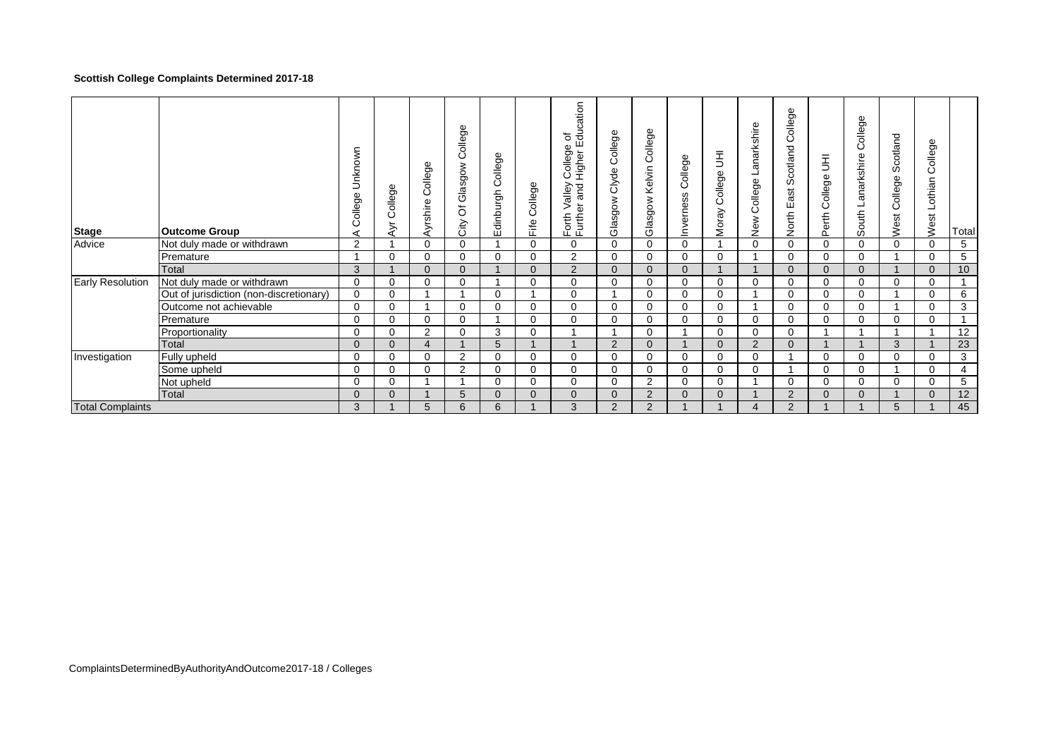**Scottish College Complaints Determined 2017-18**

| Stage | Outcome Group | A College Unknown | Ayr College | Ayrshire College | City Of Glasgow College | Edinburgh College | Fife College | Forth Valley College of Further and Higher Education | Glasgow Clyde College | Glasgow Kelvin College | Inverness College | Moray College UHI | New College Lanarkshire | North East Scotland College | Perth College UHI | South Lanarkshire College | West College Scotland | West Lothian College | Total |
|---|---|---|---|---|---|---|---|---|---|---|---|---|---|---|---|---|---|---|---|
| Advice | Not duly made or withdrawn | 2 | 1 | 0 | 0 | 1 | 0 | 0 | 0 | 0 | 0 | 1 | 0 | 0 | 0 | 0 | 0 | 0 | 5 |
| | Premature | 1 | 0 | 0 | 0 | 0 | 0 | 2 | 0 | 0 | 0 | 0 | 1 | 0 | 0 | 0 | 1 | 0 | 5 |
| | Total | 3 | 1 | 0 | 0 | 1 | 0 | 2 | 0 | 0 | 0 | 1 | 1 | 0 | 0 | 0 | 1 | 0 | 10 |
| Early Resolution | Not duly made or withdrawn | 0 | 0 | 0 | 0 | 1 | 0 | 0 | 0 | 0 | 0 | 0 | 0 | 0 | 0 | 0 | 0 | 0 | 1 |
| | Out of jurisdiction (non-discretionary) | 0 | 0 | 1 | 1 | 0 | 1 | 0 | 1 | 0 | 0 | 0 | 1 | 0 | 0 | 0 | 1 | 0 | 6 |
| | Outcome not achievable | 0 | 0 | 1 | 0 | 0 | 0 | 0 | 0 | 0 | 0 | 0 | 1 | 0 | 0 | 0 | 1 | 0 | 3 |
| | Premature | 0 | 0 | 0 | 0 | 1 | 0 | 0 | 0 | 0 | 0 | 0 | 0 | 0 | 0 | 0 | 0 | 0 | 1 |
| | Proportionality | 0 | 0 | 2 | 0 | 3 | 0 | 1 | 1 | 0 | 1 | 0 | 0 | 0 | 1 | 1 | 1 | 1 | 12 |
| | Total | 0 | 0 | 4 | 1 | 5 | 1 | 1 | 2 | 0 | 1 | 0 | 2 | 0 | 1 | 1 | 3 | 1 | 23 |
| Investigation | Fully upheld | 0 | 0 | 0 | 2 | 0 | 0 | 0 | 0 | 0 | 0 | 0 | 0 | 1 | 0 | 0 | 0 | 0 | 3 |
| | Some upheld | 0 | 0 | 0 | 2 | 0 | 0 | 0 | 0 | 0 | 0 | 0 | 0 | 1 | 0 | 0 | 1 | 0 | 4 |
| | Not upheld | 0 | 0 | 1 | 1 | 0 | 0 | 0 | 0 | 2 | 0 | 0 | 1 | 0 | 0 | 0 | 0 | 0 | 5 |
| | Total | 0 | 0 | 1 | 5 | 0 | 0 | 0 | 0 | 2 | 0 | 0 | 1 | 2 | 0 | 0 | 1 | 0 | 12 |
| Total Complaints | | 3 | 1 | 5 | 6 | 6 | 1 | 3 | 2 | 2 | 1 | 1 | 4 | 2 | 1 | 1 | 5 | 1 | 45 |

ComplaintsDeterminedByAuthorityAndOutcome2017-18 / Colleges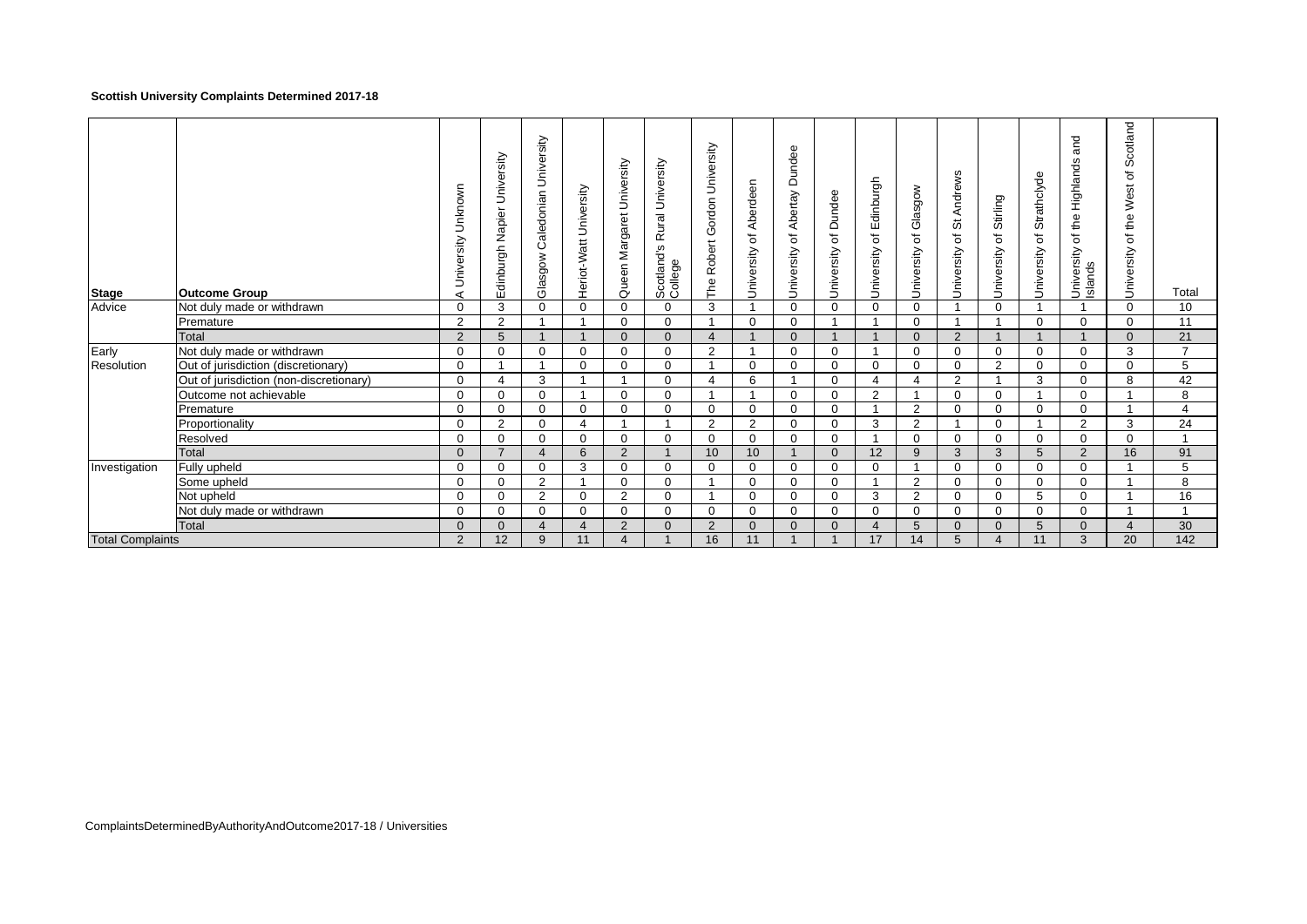**Scottish University Complaints Determined 2017-18**

| Stage | Outcome Group | A University Unknown | Edinburgh Napier University | Glasgow Caledonian University | Heriot-Watt University | Queen Margaret University | Scotland's Rural University College | The Robert Gordon University | University of Aberdeen | University of Abertay Dundee | University of Dundee | University of Edinburgh | University of Glasgow | University of St Andrews | University of Stirling | University of Strathclyde | University of the Highlands and Islands | University of the West of Scotland | Total |
|---|---|---|---|---|---|---|---|---|---|---|---|---|---|---|---|---|---|---|---|
| Advice | Not duly made or withdrawn | 0 | 3 | 0 | 0 | 0 | 0 | 3 | 1 | 0 | 0 | 0 | 0 | 1 | 0 | 1 | 1 | 0 | 10 |
| | Premature | 2 | 2 | 1 | 1 | 0 | 0 | 1 | 0 | 0 | 1 | 1 | 0 | 1 | 1 | 0 | 0 | 0 | 11 |
| | Total | 2 | 5 | 1 | 1 | 0 | 0 | 4 | 1 | 0 | 1 | 1 | 0 | 2 | 1 | 1 | 1 | 0 | 21 |
| Early Resolution | Not duly made or withdrawn | 0 | 0 | 0 | 0 | 0 | 0 | 2 | 1 | 0 | 0 | 1 | 0 | 0 | 0 | 0 | 0 | 3 | 7 |
| | Out of jurisdiction (discretionary) | 0 | 1 | 1 | 0 | 0 | 0 | 1 | 0 | 0 | 0 | 0 | 0 | 0 | 2 | 0 | 0 | 0 | 5 |
| | Out of jurisdiction (non-discretionary) | 0 | 4 | 3 | 1 | 1 | 0 | 4 | 6 | 1 | 0 | 4 | 4 | 2 | 1 | 3 | 0 | 8 | 42 |
| | Outcome not achievable | 0 | 0 | 0 | 1 | 0 | 0 | 1 | 1 | 0 | 0 | 2 | 1 | 0 | 0 | 1 | 0 | 1 | 8 |
| | Premature | 0 | 0 | 0 | 0 | 0 | 0 | 0 | 0 | 0 | 0 | 1 | 2 | 0 | 0 | 0 | 0 | 1 | 4 |
| | Proportionality | 0 | 2 | 0 | 4 | 1 | 1 | 2 | 2 | 0 | 0 | 3 | 2 | 1 | 0 | 1 | 2 | 3 | 24 |
| | Resolved | 0 | 0 | 0 | 0 | 0 | 0 | 0 | 0 | 0 | 0 | 1 | 0 | 0 | 0 | 0 | 0 | 0 | 1 |
| | Total | 0 | 7 | 4 | 6 | 2 | 1 | 10 | 10 | 1 | 0 | 12 | 9 | 3 | 3 | 5 | 2 | 16 | 91 |
| Investigation | Fully upheld | 0 | 0 | 0 | 3 | 0 | 0 | 0 | 0 | 0 | 0 | 0 | 1 | 0 | 0 | 0 | 0 | 1 | 5 |
| | Some upheld | 0 | 0 | 2 | 1 | 0 | 0 | 1 | 0 | 0 | 0 | 1 | 2 | 0 | 0 | 0 | 0 | 1 | 8 |
| | Not upheld | 0 | 0 | 2 | 0 | 2 | 0 | 1 | 0 | 0 | 0 | 3 | 2 | 0 | 0 | 5 | 0 | 1 | 16 |
| | Not duly made or withdrawn | 0 | 0 | 0 | 0 | 0 | 0 | 0 | 0 | 0 | 0 | 0 | 0 | 0 | 0 | 0 | 0 | 1 | 1 |
| | Total | 0 | 0 | 4 | 4 | 2 | 0 | 2 | 0 | 0 | 0 | 4 | 5 | 0 | 0 | 5 | 0 | 4 | 30 |
| Total Complaints | | 2 | 12 | 9 | 11 | 4 | 1 | 16 | 11 | 1 | 1 | 17 | 14 | 5 | 4 | 11 | 3 | 20 | 142 |

ComplaintsDeterminedByAuthorityAndOutcome2017-18 / Universities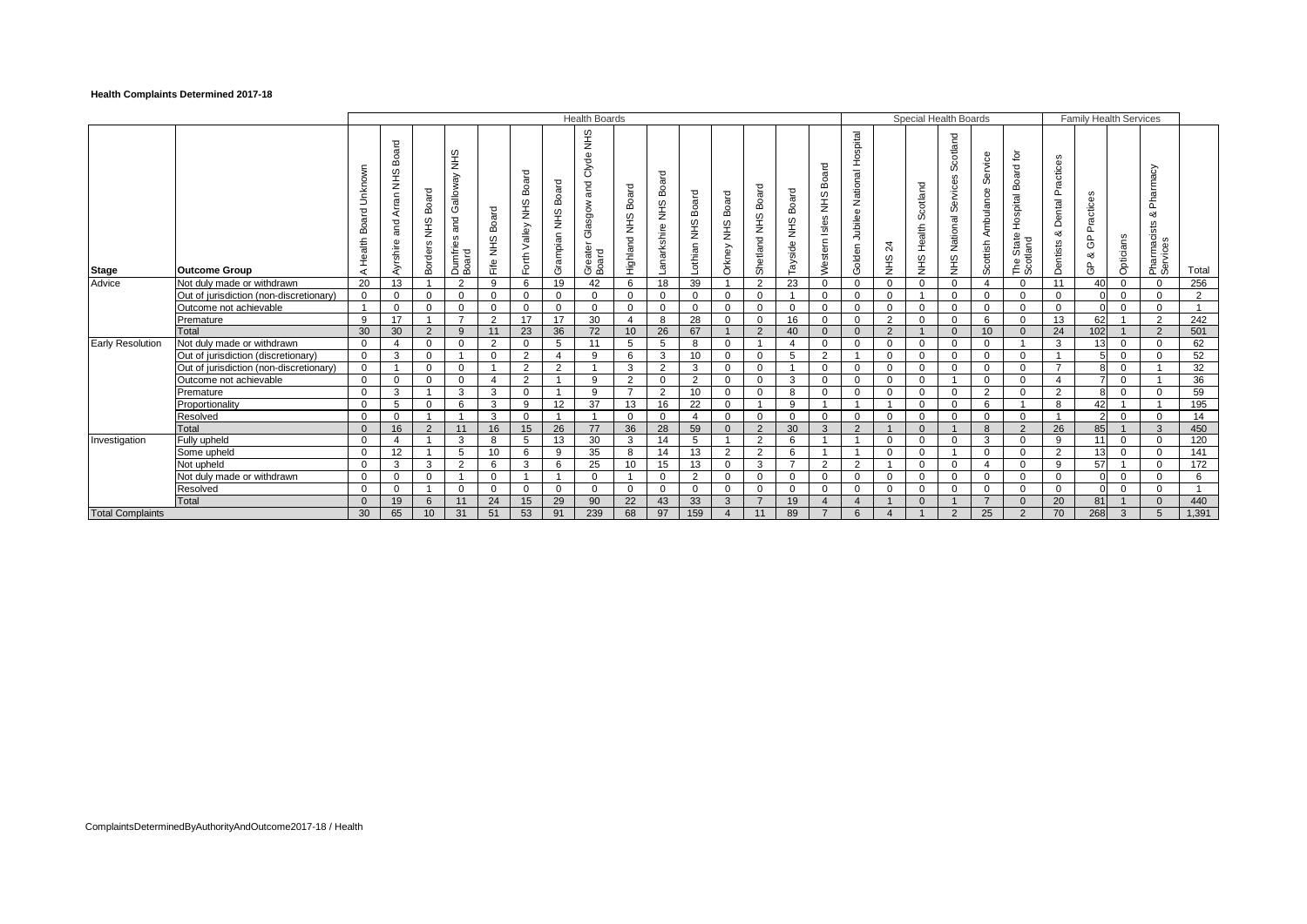# Health Complaints Determined 2017-18

| Stage | Outcome Group | Health Boards | | | | | | | | | | | | | | | Special Health Boards | | | | | | Family Health Services | | | | Total |
|---|---|---|---|---|---|---|---|---|---|---|---|---|---|---|---|---|---|---|---|---|---|---|---|---|---|---|---|
| | | A Health Board Unknown | Ayrshire and Arran NHS Board | Borders NHS Board | Dumfries and Galloway NHS Board | Fife NHS Board | Forth Valley NHS Board | Grampian NHS Board | Greater Glasgow and Clyde NHS Board | Highland NHS Board | Lanarkshire NHS Board | Lothian NHS Board | Orkney NHS Board | Shetland NHS Board | Tayside NHS Board | Western Isles NHS Board | Golden Jubilee National Hospital | NHS 24 | NHS Health Scotland | NHS National Services Scotland | Scottish Ambulance Service | The State Hospital Board for Scotland | Dentists & Dental Practices | GP & GP Practices | Opticians | Pharmacists & Pharmacy Services | Total |
| Advice | Not duly made or withdrawn | 20 | 13 | 1 | 2 | 9 | 6 | 19 | 42 | 6 | 18 | 39 | 1 | 2 | 23 | 0 | 0 | 0 | 0 | 0 | 4 | 0 | 11 | 40 | 0 | 0 | 256 |
| | Out of jurisdiction (non-discretionary) | 0 | 0 | 0 | 0 | 0 | 0 | 0 | 0 | 0 | 0 | 0 | 0 | 0 | 1 | 0 | 0 | 0 | 1 | 0 | 0 | 0 | 0 | 0 | 0 | 0 | 2 |
| | Outcome not achievable | 1 | 0 | 0 | 0 | 0 | 0 | 0 | 0 | 0 | 0 | 0 | 0 | 0 | 0 | 0 | 0 | 0 | 0 | 0 | 0 | 0 | 0 | 0 | 0 | 0 | 1 |
| | Premature | 9 | 17 | 1 | 7 | 2 | 17 | 17 | 30 | 4 | 8 | 28 | 0 | 0 | 16 | 0 | 0 | 2 | 0 | 0 | 6 | 0 | 13 | 62 | 1 | 2 | 242 |
| | Total | 30 | 30 | 2 | 9 | 11 | 23 | 36 | 72 | 10 | 26 | 67 | 1 | 2 | 40 | 0 | 0 | 2 | 1 | 0 | 10 | 0 | 24 | 102 | 1 | 2 | 501 |
| Early Resolution | Not duly made or withdrawn | 0 | 4 | 0 | 0 | 2 | 0 | 5 | 11 | 5 | 5 | 8 | 0 | 1 | 4 | 0 | 0 | 0 | 0 | 0 | 0 | 1 | 3 | 13 | 0 | 0 | 62 |
| | Out of jurisdiction (discretionary) | 0 | 3 | 0 | 1 | 0 | 2 | 4 | 9 | 6 | 3 | 10 | 0 | 0 | 5 | 2 | 1 | 0 | 0 | 0 | 0 | 0 | 1 | 5 | 0 | 0 | 52 |
| | Out of jurisdiction (non-discretionary) | 0 | 1 | 0 | 0 | 1 | 2 | 2 | 1 | 3 | 2 | 3 | 0 | 0 | 1 | 0 | 0 | 0 | 0 | 0 | 0 | 0 | 7 | 8 | 0 | 1 | 32 |
| | Outcome not achievable | 0 | 0 | 0 | 0 | 4 | 2 | 1 | 9 | 2 | 0 | 2 | 0 | 0 | 3 | 0 | 0 | 0 | 0 | 1 | 0 | 0 | 4 | 7 | 0 | 1 | 36 |
| | Premature | 0 | 3 | 1 | 3 | 3 | 0 | 1 | 9 | 7 | 2 | 10 | 0 | 0 | 8 | 0 | 0 | 0 | 0 | 0 | 2 | 0 | 2 | 8 | 0 | 0 | 59 |
| | Proportionality | 0 | 5 | 0 | 6 | 3 | 9 | 12 | 37 | 13 | 16 | 22 | 0 | 1 | 9 | 1 | 1 | 1 | 0 | 0 | 6 | 1 | 8 | 42 | 1 | 1 | 195 |
| | Resolved | 0 | 0 | 1 | 1 | 3 | 0 | 1 | 1 | 0 | 0 | 4 | 0 | 0 | 0 | 0 | 0 | 0 | 0 | 0 | 0 | 0 | 1 | 2 | 0 | 0 | 14 |
| | Total | 0 | 16 | 2 | 11 | 16 | 15 | 26 | 77 | 36 | 28 | 59 | 0 | 2 | 30 | 3 | 2 | 1 | 0 | 1 | 8 | 2 | 26 | 85 | 1 | 3 | 450 |
| Investigation | Fully upheld | 0 | 4 | 1 | 3 | 8 | 5 | 13 | 30 | 3 | 14 | 5 | 1 | 2 | 6 | 1 | 1 | 0 | 0 | 0 | 3 | 0 | 9 | 11 | 0 | 0 | 120 |
| | Some upheld | 0 | 12 | 1 | 5 | 10 | 6 | 9 | 35 | 8 | 14 | 13 | 2 | 2 | 6 | 1 | 1 | 0 | 0 | 1 | 0 | 0 | 2 | 13 | 0 | 0 | 141 |
| | Not upheld | 0 | 3 | 3 | 2 | 6 | 3 | 6 | 25 | 10 | 15 | 13 | 0 | 3 | 7 | 2 | 2 | 1 | 0 | 0 | 4 | 0 | 9 | 57 | 1 | 0 | 172 |
| | Not duly made or withdrawn | 0 | 0 | 0 | 1 | 0 | 1 | 1 | 0 | 1 | 0 | 2 | 0 | 0 | 0 | 0 | 0 | 0 | 0 | 0 | 0 | 0 | 0 | 0 | 0 | 0 | 6 |
| | Resolved | 0 | 0 | 1 | 0 | 0 | 0 | 0 | 0 | 0 | 0 | 0 | 0 | 0 | 0 | 0 | 0 | 0 | 0 | 0 | 0 | 0 | 0 | 0 | 0 | 0 | 1 |
| | Total | 0 | 19 | 6 | 11 | 24 | 15 | 29 | 90 | 22 | 43 | 33 | 3 | 7 | 19 | 4 | 4 | 1 | 0 | 1 | 7 | 0 | 20 | 81 | 1 | 0 | 440 |
| Total Complaints | | 30 | 65 | 10 | 31 | 51 | 53 | 91 | 239 | 68 | 97 | 159 | 4 | 11 | 89 | 7 | 6 | 4 | 1 | 2 | 25 | 2 | 70 | 268 | 3 | 5 | 1,391 |

ComplaintsDeterminedByAuthorityAndOutcome2017-18 / Health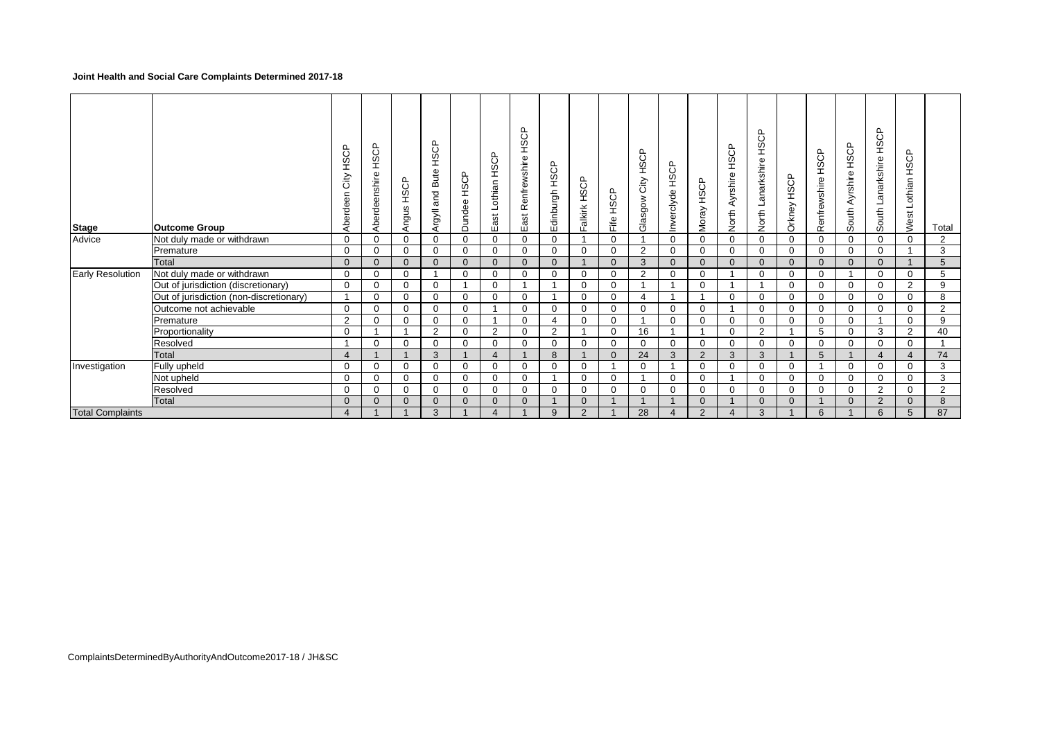**Joint Health and Social Care Complaints Determined 2017-18**

| Stage | Outcome Group | Aberdeen City HSCP | Aberdeenshire HSCP | Angus HSCP | Argyll and Bute HSCP | Dundee HSCP | East Lothian HSCP | East Renfrewshire HSCP | Edinburgh HSCP | Falkirk HSCP | Fife HSCP | Glasgow City HSCP | Inverclyde HSCP | Moray HSCP | North Ayrshire HSCP | North Lanarkshire HSCP | Orkney HSCP | Renfrewshire HSCP | South Ayrshire HSCP | South Lanarkshire HSCP | West Lothian HSCP | Total |
|---|---|---|---|---|---|---|---|---|---|---|---|---|---|---|---|---|---|---|---|---|---|---|
| Advice | Not duly made or withdrawn | 0 | 0 | 0 | 0 | 0 | 0 | 0 | 0 | 1 | 0 | 1 | 0 | 0 | 0 | 0 | 0 | 0 | 0 | 0 | 0 | 2 |
| | Premature | 0 | 0 | 0 | 0 | 0 | 0 | 0 | 0 | 0 | 0 | 2 | 0 | 0 | 0 | 0 | 0 | 0 | 0 | 0 | 1 | 3 |
| | Total | 0 | 0 | 0 | 0 | 0 | 0 | 0 | 0 | 1 | 0 | 3 | 0 | 0 | 0 | 0 | 0 | 0 | 0 | 0 | 1 | 5 |
| Early Resolution | Not duly made or withdrawn | 0 | 0 | 0 | 1 | 0 | 0 | 0 | 0 | 0 | 0 | 2 | 0 | 0 | 1 | 0 | 0 | 0 | 1 | 0 | 0 | 5 |
| | Out of jurisdiction (discretionary) | 0 | 0 | 0 | 0 | 1 | 0 | 1 | 1 | 0 | 0 | 1 | 1 | 0 | 1 | 1 | 0 | 0 | 0 | 0 | 2 | 9 |
| | Out of jurisdiction (non-discretionary) | 1 | 0 | 0 | 0 | 0 | 0 | 0 | 1 | 0 | 0 | 4 | 1 | 1 | 0 | 0 | 0 | 0 | 0 | 0 | 0 | 8 |
| | Outcome not achievable | 0 | 0 | 0 | 0 | 0 | 1 | 0 | 0 | 0 | 0 | 0 | 0 | 0 | 1 | 0 | 0 | 0 | 0 | 0 | 0 | 2 |
| | Premature | 2 | 0 | 0 | 0 | 0 | 1 | 0 | 4 | 0 | 0 | 1 | 0 | 0 | 0 | 0 | 0 | 0 | 0 | 1 | 0 | 9 |
| | Proportionality | 0 | 1 | 1 | 2 | 0 | 2 | 0 | 2 | 1 | 0 | 16 | 1 | 1 | 0 | 2 | 1 | 5 | 0 | 3 | 2 | 40 |
| | Resolved | 1 | 0 | 0 | 0 | 0 | 0 | 0 | 0 | 0 | 0 | 0 | 0 | 0 | 0 | 0 | 0 | 0 | 0 | 0 | 0 | 1 |
| | Total | 4 | 1 | 1 | 3 | 1 | 4 | 1 | 8 | 1 | 0 | 24 | 3 | 2 | 3 | 3 | 1 | 5 | 1 | 4 | 4 | 74 |
| Investigation | Fully upheld | 0 | 0 | 0 | 0 | 0 | 0 | 0 | 0 | 0 | 1 | 0 | 1 | 0 | 0 | 0 | 0 | 1 | 0 | 0 | 0 | 3 |
| | Not upheld | 0 | 0 | 0 | 0 | 0 | 0 | 0 | 1 | 0 | 0 | 1 | 0 | 0 | 1 | 0 | 0 | 0 | 0 | 0 | 0 | 3 |
| | Resolved | 0 | 0 | 0 | 0 | 0 | 0 | 0 | 0 | 0 | 0 | 0 | 0 | 0 | 0 | 0 | 0 | 0 | 0 | 2 | 0 | 2 |
| | Total | 0 | 0 | 0 | 0 | 0 | 0 | 0 | 1 | 0 | 1 | 1 | 1 | 0 | 1 | 0 | 0 | 1 | 0 | 2 | 0 | 8 |
| Total Complaints | | 4 | 1 | 1 | 3 | 1 | 4 | 1 | 9 | 2 | 1 | 28 | 4 | 2 | 4 | 3 | 1 | 6 | 1 | 6 | 5 | 87 |

ComplaintsDeterminedByAuthorityAndOutcome2017-18 / JH&SC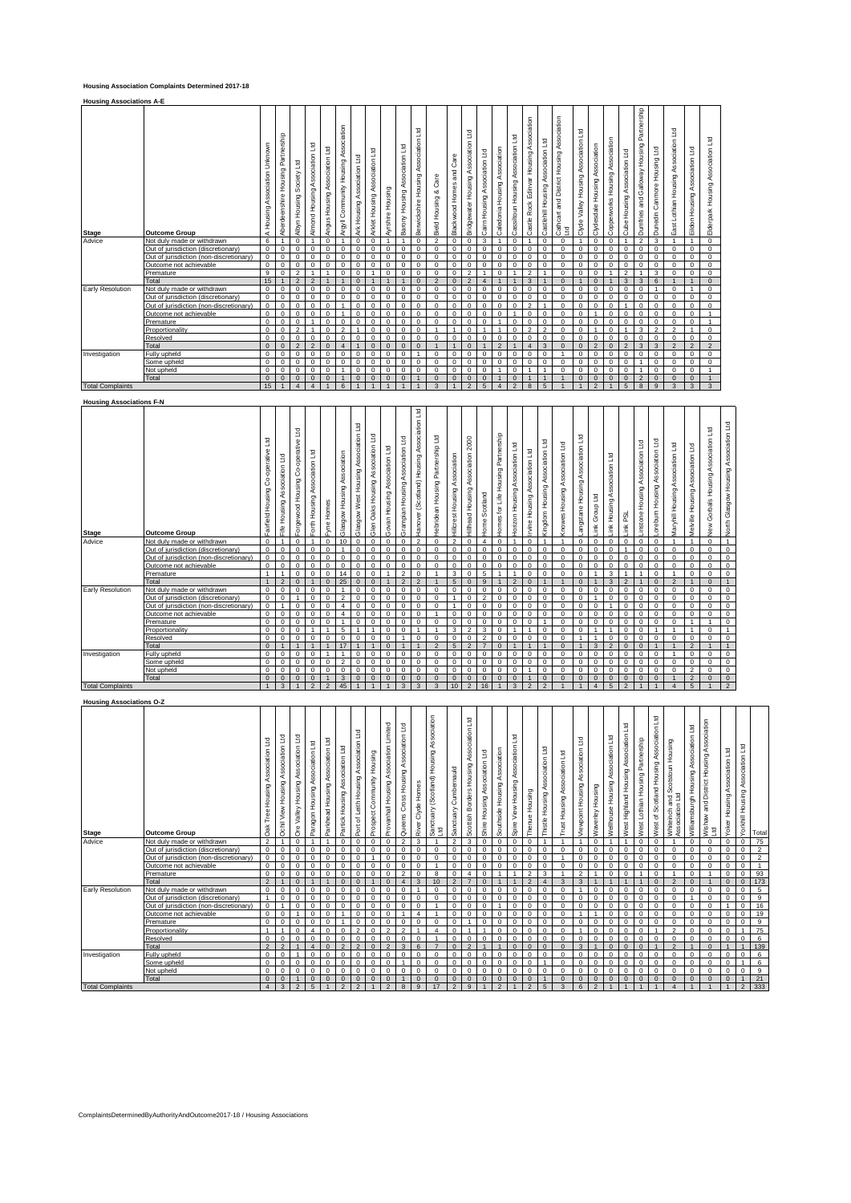# Housing Association Complaints Determined 2017-18

## Housing Associations A-E

| Stage | Outcome Group | A Housing Association Unknown | Aberdeenshire Housing Partnership | Albyn Housing Society Ltd | Almond Housing Association Ltd | Angus Housing Association Ltd | Argyll Community Housing Association | Ark Housing Association Ltd | Arklet Housing Association Ltd | Ayrshire Housing | Barony Housing Association Ltd | Berwickshire Housing Association Ltd | Bield Housing & Care | Blackwood Homes and Care | Bridgewater Housing Association Ltd | Cairn Housing Association Ltd | Caledonia Housing Association | Cassiltoun Housing Association Ltd | Castle Rock Edinvar Housing Association | Castlehill Housing Association Ltd | Cathcart and District Housing Association Ltd | Clyde Valley Housing Association Ltd | Clydesdale Housing Association | Copperworks Housing Association | Cube Housing Association Ltd | Dumfries and Galloway Housing Partnership | Dunedin Canmore Housing Ltd | East Lothian Housing Association Ltd | Eildon Housing Association Ltd | Elderpark Housing Association Ltd |
|---|---|---|---|---|---|---|---|---|---|---|---|---|---|---|---|---|---|---|---|---|---|---|---|---|---|---|---|---|---|---|
| Advice | Not duly made or withdrawn | 6 | 1 | 0 | 1 | 0 | 1 | 0 | 0 | 1 | 1 | 0 | 2 | 0 | 0 | 3 | 1 | 0 | 1 | 0 | 0 | 1 | 0 | 0 | 1 | 2 | 3 | 1 | 1 | 0 |
| | Out of jurisdiction (discretionary) | 0 | 0 | 0 | 0 | 0 | 0 | 0 | 0 | 0 | 0 | 0 | 0 | 0 | 0 | 0 | 0 | 0 | 0 | 0 | 0 | 0 | 0 | 0 | 0 | 0 | 0 | 0 | 0 | 0 |
| | Out of jurisdiction (non-discretionary) | 0 | 0 | 0 | 0 | 0 | 0 | 0 | 0 | 0 | 0 | 0 | 0 | 0 | 0 | 0 | 0 | 0 | 0 | 0 | 0 | 0 | 0 | 0 | 0 | 0 | 0 | 0 | 0 | 0 |
| | Outcome not achievable | 0 | 0 | 0 | 0 | 0 | 0 | 0 | 0 | 0 | 0 | 0 | 0 | 0 | 0 | 0 | 0 | 0 | 0 | 0 | 0 | 0 | 0 | 0 | 0 | 0 | 0 | 0 | 0 | 0 |
| | Premature | 9 | 0 | 2 | 1 | 1 | 0 | 0 | 1 | 0 | 0 | 0 | 0 | 0 | 2 | 1 | 0 | 1 | 2 | 1 | 0 | 0 | 0 | 1 | 2 | 1 | 3 | 0 | 0 | 0 |
| | Total | 15 | 1 | 2 | 2 | 1 | 1 | 0 | 1 | 1 | 1 | 0 | 2 | 0 | 2 | 4 | 1 | 1 | 3 | 1 | 0 | 1 | 0 | 1 | 3 | 3 | 6 | 1 | 1 | 0 |
| Early Resolution | Not duly made or withdrawn | 0 | 0 | 0 | 0 | 0 | 0 | 0 | 0 | 0 | 0 | 0 | 0 | 0 | 0 | 0 | 0 | 0 | 0 | 0 | 0 | 0 | 0 | 0 | 0 | 0 | 0 | 0 | 0 | 0 |
| | Out of jurisdiction (discretionary) | 0 | 0 | 0 | 0 | 0 | 0 | 0 | 0 | 0 | 0 | 0 | 0 | 0 | 0 | 0 | 0 | 0 | 0 | 0 | 0 | 0 | 0 | 0 | 0 | 0 | 0 | 0 | 0 | 0 |
| | Out of jurisdiction (non-discretionary) | 0 | 0 | 0 | 0 | 0 | 1 | 0 | 0 | 0 | 0 | 0 | 0 | 0 | 0 | 0 | 0 | 0 | 2 | 1 | 0 | 0 | 0 | 0 | 1 | 0 | 0 | 0 | 0 | 0 |
| | Outcome not achievable | 0 | 0 | 0 | 0 | 0 | 1 | 0 | 0 | 0 | 0 | 0 | 0 | 0 | 0 | 0 | 0 | 1 | 0 | 0 | 0 | 0 | 1 | 0 | 0 | 0 | 0 | 0 | 0 | 1 |
| | Premature | 0 | 0 | 0 | 1 | 0 | 0 | 0 | 0 | 0 | 0 | 0 | 0 | 0 | 0 | 0 | 1 | 0 | 0 | 0 | 0 | 0 | 0 | 0 | 0 | 0 | 0 | 0 | 0 | 1 |
| | Proportionality | 0 | 0 | 2 | 1 | 0 | 2 | 1 | 0 | 0 | 0 | 0 | 1 | 1 | 0 | 1 | 1 | 0 | 2 | 2 | 0 | 0 | 1 | 0 | 1 | 3 | 3 | 2 | 2 | 0 |
| | Resolved | 0 | 0 | 0 | 0 | 0 | 0 | 0 | 0 | 0 | 0 | 0 | 0 | 0 | 0 | 0 | 0 | 0 | 0 | 0 | 0 | 0 | 0 | 0 | 0 | 0 | 0 | 0 | 0 | 0 |
| | Total | 0 | 0 | 2 | 2 | 0 | 4 | 1 | 0 | 0 | 0 | 0 | 1 | 1 | 0 | 1 | 2 | 1 | 4 | 3 | 0 | 0 | 2 | 0 | 2 | 3 | 3 | 2 | 2 | 2 |
| Investigation | Fully upheld | 0 | 0 | 0 | 0 | 0 | 0 | 0 | 0 | 0 | 0 | 1 | 0 | 0 | 0 | 0 | 0 | 0 | 0 | 0 | 1 | 0 | 0 | 0 | 0 | 0 | 0 | 0 | 0 | 0 |
| | Some upheld | 0 | 0 | 0 | 0 | 0 | 0 | 0 | 0 | 0 | 0 | 0 | 0 | 0 | 0 | 0 | 0 | 0 | 0 | 0 | 0 | 0 | 0 | 0 | 0 | 1 | 0 | 0 | 0 | 0 |
| | Not upheld | 0 | 0 | 0 | 0 | 0 | 1 | 0 | 0 | 0 | 0 | 0 | 0 | 0 | 0 | 0 | 1 | 0 | 1 | 1 | 0 | 0 | 0 | 0 | 0 | 1 | 0 | 0 | 0 | 1 |
| | Total | 0 | 0 | 0 | 0 | 0 | 1 | 0 | 0 | 0 | 0 | 1 | 0 | 0 | 0 | 0 | 1 | 0 | 1 | 1 | 1 | 0 | 0 | 0 | 0 | 2 | 0 | 0 | 0 | 1 |
| Total Complaints | | 15 | 1 | 4 | 4 | 1 | 6 | 1 | 1 | 1 | 1 | 1 | 3 | 1 | 2 | 5 | 4 | 2 | 8 | 5 | 1 | 1 | 2 | 1 | 5 | 8 | 9 | 3 | 3 | 3 |

## Housing Associations F-N

| Stage | Outcome Group | Fairfield Housing Co-operative Ltd | Fife Housing Association Ltd | Forgewood Housing Co-operative Ltd | Forth Housing Association Ltd | Fyne Homes | Glasgow Housing Association | Glasgow West Housing Association Ltd | Glen Oaks Housing Association Ltd | Govan Housing Association Ltd | Grampian Housing Association Ltd | Hanover (Scotland) Housing Association Ltd | Hebridean Housing Partnership Ltd | Hillcrest Housing Association | Hillhead Housing Association 2000 | Home Scotland | Homes for Life Housing Partnership | Horizon Housing Association Ltd | Irvine Housing Association Ltd | Kingdom Housing Association Ltd | Knowes Housing Association Ltd | Langstane Housing Association Ltd | Link Group Ltd | Link Housing Association Ltd | Link PSL | Linstone Housing Association Ltd | Loreburn Housing Association Ltd | Maryhill Housing Association Ltd | Melville Housing Association Ltd | New Gorbals Housing Association Ltd | North Glasgow Housing Association Ltd |
|---|---|---|---|---|---|---|---|---|---|---|---|---|---|---|---|---|---|---|---|---|---|---|---|---|---|---|---|---|---|---|---|
| Advice | Not duly made or withdrawn | 0 | 1 | 0 | 1 | 0 | 10 | 0 | 0 | 0 | 0 | 2 | 0 | 2 | 0 | 4 | 0 | 1 | 0 | 1 | 1 | 0 | 0 | 0 | 0 | 0 | 0 | 1 | 1 | 0 | 1 |
| | Out of jurisdiction (discretionary) | 0 | 0 | 0 | 0 | 0 | 1 | 0 | 0 | 0 | 0 | 0 | 0 | 0 | 0 | 0 | 0 | 0 | 0 | 0 | 0 | 0 | 0 | 0 | 1 | 0 | 0 | 0 | 0 | 0 | 0 |
| | Out of jurisdiction (non-discretionary) | 0 | 0 | 0 | 0 | 0 | 0 | 0 | 0 | 0 | 0 | 0 | 0 | 0 | 0 | 0 | 0 | 0 | 0 | 0 | 0 | 0 | 0 | 0 | 0 | 0 | 0 | 0 | 0 | 0 | 0 |
| | Outcome not achievable | 0 | 0 | 0 | 0 | 0 | 0 | 0 | 0 | 0 | 0 | 0 | 0 | 0 | 0 | 0 | 0 | 0 | 0 | 0 | 0 | 0 | 0 | 0 | 0 | 0 | 0 | 0 | 0 | 0 | 0 |
| | Premature | 1 | 1 | 0 | 0 | 0 | 14 | 0 | 0 | 1 | 2 | 0 | 1 | 3 | 0 | 5 | 1 | 1 | 0 | 0 | 0 | 0 | 1 | 3 | 1 | 1 | 0 | 0 | 1 | 0 | 0 |
| | Total | 1 | 2 | 0 | 1 | 0 | 25 | 0 | 0 | 1 | 2 | 2 | 1 | 5 | 0 | 9 | 1 | 2 | 0 | 1 | 1 | 0 | 1 | 3 | 2 | 1 | 0 | 1 | 2 | 0 | 1 |
| Early Resolution | Not duly made or withdrawn | 0 | 0 | 0 | 0 | 0 | 1 | 0 | 0 | 0 | 0 | 0 | 0 | 0 | 0 | 0 | 0 | 0 | 0 | 0 | 0 | 0 | 0 | 0 | 0 | 0 | 0 | 0 | 0 | 0 | 0 |
| | Out of jurisdiction (discretionary) | 0 | 0 | 1 | 0 | 0 | 2 | 0 | 0 | 0 | 0 | 0 | 0 | 1 | 0 | 2 | 0 | 0 | 0 | 0 | 0 | 1 | 0 | 0 | 0 | 0 | 0 | 0 | 0 | 0 | 0 |
| | Out of jurisdiction (non-discretionary) | 0 | 1 | 0 | 0 | 0 | 4 | 0 | 0 | 0 | 0 | 0 | 0 | 0 | 0 | 0 | 0 | 0 | 0 | 0 | 0 | 0 | 1 | 0 | 0 | 0 | 0 | 0 | 0 | 0 | 0 |
| | Outcome not achievable | 0 | 0 | 0 | 0 | 0 | 4 | 0 | 0 | 0 | 0 | 0 | 0 | 1 | 0 | 0 | 0 | 0 | 0 | 0 | 0 | 0 | 0 | 0 | 0 | 0 | 0 | 0 | 0 | 0 | 0 |
| | Premature | 0 | 0 | 0 | 0 | 0 | 1 | 0 | 0 | 0 | 0 | 0 | 0 | 0 | 0 | 0 | 0 | 0 | 1 | 0 | 0 | 0 | 0 | 0 | 0 | 0 | 0 | 0 | 1 | 1 | 0 |
| | Proportionality | 0 | 0 | 0 | 1 | 1 | 5 | 1 | 1 | 0 | 0 | 1 | 2 | 3 | 2 | 3 | 0 | 1 | 0 | 1 | 0 | 0 | 1 | 1 | 0 | 0 | 1 | 1 | 1 | 0 | 1 |
| | Resolved | 0 | 0 | 0 | 0 | 0 | 0 | 0 | 0 | 0 | 1 | 0 | 0 | 0 | 0 | 2 | 0 | 0 | 0 | 0 | 0 | 0 | 1 | 1 | 0 | 0 | 0 | 0 | 0 | 0 | 0 |
| | Total | 0 | 1 | 1 | 1 | 1 | 17 | 1 | 1 | 0 | 1 | 1 | 2 | 5 | 2 | 7 | 0 | 1 | 1 | 1 | 0 | 1 | 3 | 2 | 0 | 0 | 1 | 1 | 2 | 1 | 1 |
| Investigation | Fully upheld | 0 | 0 | 0 | 0 | 1 | 1 | 0 | 0 | 0 | 0 | 0 | 0 | 0 | 0 | 0 | 0 | 0 | 0 | 0 | 0 | 0 | 0 | 0 | 0 | 0 | 0 | 0 | 1 | 0 | 0 |
| | Some upheld | 0 | 0 | 0 | 0 | 0 | 2 | 0 | 0 | 0 | 0 | 0 | 0 | 0 | 0 | 0 | 0 | 0 | 0 | 0 | 0 | 0 | 0 | 0 | 0 | 0 | 0 | 0 | 0 | 0 | 0 |
| | Not upheld | 0 | 0 | 0 | 0 | 0 | 0 | 0 | 0 | 0 | 0 | 0 | 0 | 0 | 0 | 0 | 0 | 0 | 1 | 0 | 0 | 0 | 0 | 0 | 0 | 0 | 0 | 2 | 0 | 0 | 0 |
| | Total | 0 | 0 | 0 | 0 | 1 | 3 | 0 | 0 | 0 | 0 | 0 | 0 | 0 | 0 | 0 | 0 | 0 | 1 | 0 | 0 | 0 | 0 | 0 | 0 | 0 | 0 | 2 | 1 | 0 | 0 |
| Total Complaints | | 1 | 3 | 1 | 2 | 2 | 45 | 1 | 1 | 1 | 3 | 3 | 3 | 10 | 2 | 16 | 1 | 3 | 2 | 2 | 1 | 1 | 4 | 5 | 2 | 1 | 1 | 4 | 5 | 1 | 2 |

## Housing Associations O-Z

| Stage | Outcome Group | Oak Tree Housing Association Ltd | Ochil View Housing Association Ltd | Ore Valley Housing Association Ltd | Paragon Housing Association Ltd | Parkhead Housing Association Ltd | Partick Housing Association Ltd | Port of Leith Housing Association Ltd | Prospect Community Housing | Provanhall Housing Association Limited | Queens Cross Housing Association Ltd | River Clyde Homes | Sanctuary (Scotland) Housing Association Ltd | Sanctuary Cumbernauld | Scottish Borders Housing Association Ltd | Shire Housing Association Ltd | Southside Housing Association | Spire View Housing Association Ltd | Thenue Housing | Thistle Housing Association Ltd | Trust Housing Association Ltd | Viewpoint Housing Association Ltd | Waverley Housing | Wellhouse Housing Association Ltd | West Highland Housing Association Ltd | West Lothian Housing Partnership | West of Scotland Housing Association Ltd | Whiteinch and Scotstoun Housing Association Ltd | Williamsburgh Housing Association Ltd | Wishaw and District Housing Association Ltd | Yoker Housing Association Ltd | Yorkhill Housing Association Ltd | Total |
|---|---|---|---|---|---|---|---|---|---|---|---|---|---|---|---|---|---|---|---|---|---|---|---|---|---|---|---|---|---|---|---|---|---|
| Advice | Not duly made or withdrawn | 1 | 1 | 0 | 1 | 1 | 0 | 0 | 0 | 0 | 2 | 3 | 1 | 2 | 3 | 0 | 1 | 0 | 0 | 1 | 1 | 1 | 0 | 1 | 1 | 0 | 0 | 1 | 0 | 0 | 0 | 0 | 75 |
| | Out of jurisdiction (discretionary) | 0 | 0 | 0 | 0 | 0 | 0 | 0 | 0 | 0 | 0 | 0 | 0 | 0 | 0 | 0 | 0 | 0 | 0 | 0 | 0 | 0 | 0 | 0 | 0 | 0 | 0 | 0 | 0 | 0 | 0 | 0 | 2 |
| | Out of jurisdiction (non-discretionary) | 0 | 0 | 0 | 0 | 0 | 0 | 0 | 1 | 0 | 0 | 0 | 0 | 0 | 0 | 0 | 0 | 0 | 0 | 0 | 1 | 0 | 0 | 0 | 0 | 0 | 0 | 0 | 0 | 0 | 0 | 0 | 2 |
| | Outcome not achievable | 0 | 0 | 0 | 0 | 0 | 0 | 0 | 0 | 0 | 0 | 0 | 1 | 0 | 0 | 0 | 0 | 0 | 0 | 0 | 0 | 0 | 0 | 0 | 0 | 0 | 0 | 0 | 0 | 0 | 0 | 0 | 1 |
| | Premature | 1 | 0 | 0 | 0 | 0 | 0 | 0 | 0 | 0 | 2 | 0 | 8 | 0 | 4 | 0 | 0 | 1 | 2 | 3 | 1 | 2 | 1 | 0 | 0 | 1 | 0 | 1 | 0 | 1 | 0 | 0 | 93 |
| | Total | 2 | 1 | 0 | 1 | 1 | 0 | 0 | 1 | 0 | 4 | 3 | 10 | 2 | 7 | 0 | 1 | 1 | 2 | 4 | 3 | 3 | 1 | 1 | 1 | 1 | 0 | 2 | 0 | 1 | 0 | 0 | 173 |
| Early Resolution | Not duly made or withdrawn | 0 | 0 | 0 | 0 | 0 | 0 | 0 | 0 | 0 | 0 | 1 | 0 | 0 | 0 | 0 | 0 | 0 | 0 | 0 | 0 | 1 | 0 | 0 | 0 | 0 | 1 | 0 | 0 | 0 | 1 | 0 | 5 |
| | Out of jurisdiction (discretionary) | 1 | 0 | 0 | 0 | 0 | 0 | 0 | 0 | 0 | 0 | 0 | 0 | 0 | 0 | 0 | 1 | 0 | 0 | 0 | 0 | 0 | 0 | 0 | 0 | 0 | 0 | 0 | 0 | 0 | 0 | 0 | 9 |
| | Out of jurisdiction (non-discretionary) | 0 | 1 | 0 | 0 | 0 | 0 | 0 | 0 | 0 | 0 | 0 | 1 | 0 | 0 | 1 | 0 | 0 | 0 | 0 | 0 | 1 | 0 | 0 | 0 | 0 | 0 | 0 | 1 | 0 | 0 | 0 | 16 |
| | Outcome not achievable | 0 | 0 | 1 | 0 | 0 | 1 | 0 | 0 | 0 | 1 | 4 | 1 | 0 | 0 | 0 | 0 | 0 | 0 | 0 | 0 | 1 | 1 | 0 | 0 | 0 | 0 | 0 | 0 | 0 | 0 | 0 | 19 |
| | Premature | 0 | 0 | 0 | 0 | 0 | 1 | 0 | 0 | 0 | 0 | 0 | 0 | 0 | 1 | 0 | 0 | 0 | 0 | 0 | 0 | 0 | 0 | 0 | 0 | 0 | 0 | 0 | 0 | 0 | 0 | 0 | 9 |
| | Proportionality | 1 | 1 | 0 | 4 | 0 | 0 | 2 | 0 | 2 | 2 | 1 | 4 | 0 | 1 | 0 | 0 | 0 | 0 | 0 | 0 | 0 | 0 | 0 | 0 | 0 | 0 | 2 | 0 | 0 | 0 | 1 | 75 |
| | Resolved | 0 | 0 | 0 | 0 | 0 | 0 | 0 | 0 | 0 | 0 | 0 | 1 | 0 | 0 | 0 | 0 | 0 | 0 | 0 | 0 | 0 | 0 | 0 | 0 | 0 | 0 | 0 | 0 | 0 | 0 | 0 | 6 |
| | Total | 2 | 2 | 1 | 4 | 0 | 2 | 2 | 0 | 2 | 3 | 6 | 7 | 0 | 2 | 1 | 1 | 0 | 0 | 0 | 0 | 3 | 1 | 0 | 0 | 0 | 1 | 2 | 1 | 0 | 1 | 1 | 139 |
| Investigation | Fully upheld | 0 | 0 | 1 | 0 | 0 | 0 | 0 | 0 | 0 | 0 | 0 | 0 | 0 | 0 | 0 | 0 | 0 | 0 | 0 | 0 | 0 | 0 | 0 | 0 | 0 | 0 | 0 | 0 | 0 | 0 | 0 | 6 |
| | Some upheld | 0 | 0 | 0 | 0 | 0 | 0 | 0 | 0 | 0 | 1 | 0 | 0 | 0 | 0 | 0 | 0 | 0 | 0 | 1 | 0 | 0 | 0 | 0 | 0 | 0 | 0 | 0 | 0 | 0 | 0 | 1 | 6 |
| | Not upheld | 0 | 0 | 0 | 0 | 0 | 0 | 0 | 0 | 0 | 0 | 0 | 0 | 0 | 0 | 0 | 0 | 0 | 0 | 0 | 0 | 0 | 0 | 0 | 0 | 0 | 0 | 0 | 0 | 0 | 0 | 0 | 9 |
| | Total | 0 | 0 | 1 | 0 | 0 | 0 | 0 | 0 | 0 | 1 | 0 | 0 | 0 | 0 | 0 | 0 | 0 | 0 | 1 | 0 | 0 | 0 | 0 | 0 | 0 | 0 | 0 | 0 | 0 | 0 | 1 | 21 |
| Total Complaints | | 4 | 3 | 2 | 5 | 1 | 2 | 2 | 1 | 2 | 8 | 9 | 17 | 2 | 9 | 1 | 2 | 1 | 2 | 5 | 3 | 6 | 2 | 1 | 1 | 1 | 1 | 4 | 1 | 1 | 1 | 2 | 333 |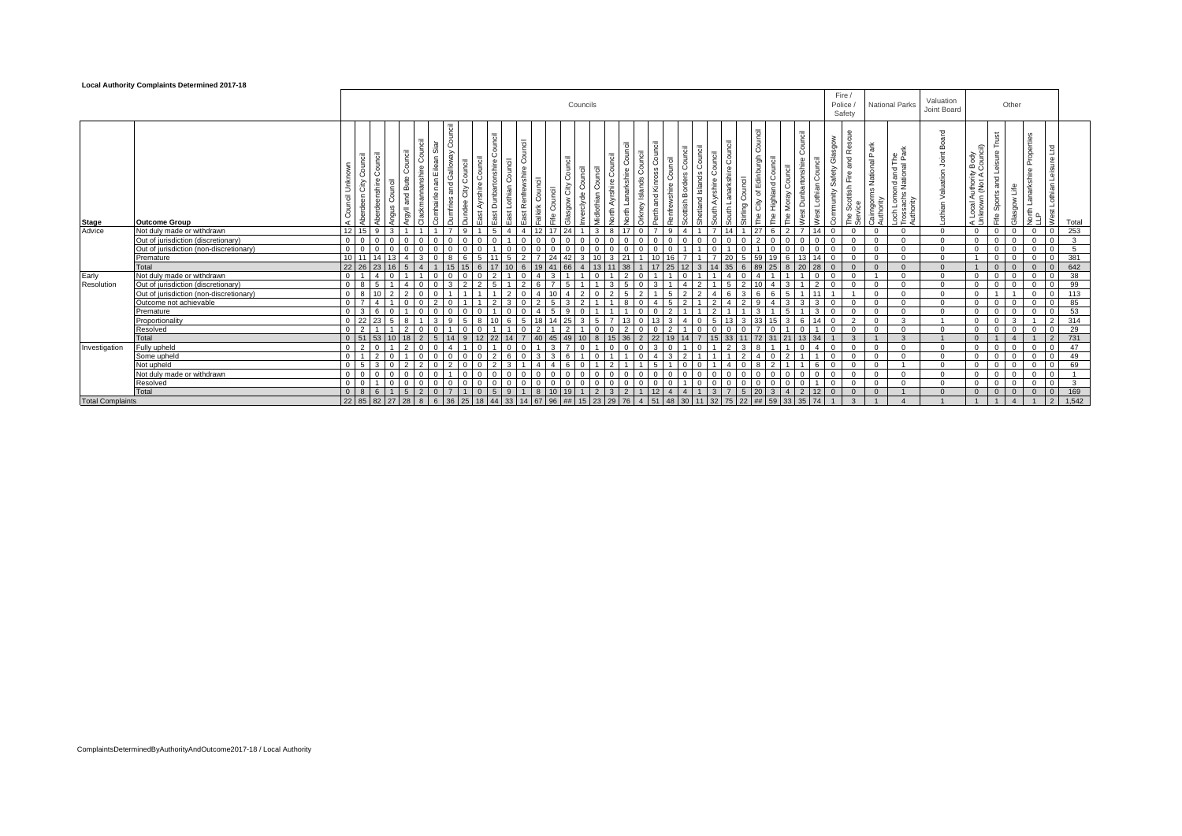**Local Authority Complaints Determined 2017-18**

| Stage | Outcome Group | Councils | | | | | | | | | | | | | | | | | | | | | | | | | | | | | | | | | Fire / Police / Safety | | National Parks | | Valuation Joint Board | Other | | | | | |
|---|---|---|---|---|---|---|---|---|---|---|---|---|---|---|---|---|---|---|---|---|---|---|---|---|---|---|---|---|---|---|---|---|---|---|---|---|---|---|---|---|---|---|---|---|---|
| | | A Council Unknown | Aberdeen City Council | Aberdeenshire Council | Angus Council | Argyll and Bute Council | Clackmannanshire Council | Comhairle nan Eilean Siar | Dumfries and Galloway Council | Dundee City Council | East Ayrshire Council | East Dunbartonshire Council | East Lothian Council | East Renfrewshire Council | Falkirk Council | Fife Council | Glasgow City Council | Inverclyde Council | Midlothian Council | North Ayrshire Council | North Lanarkshire Council | Orkney Islands Council | Perth and Kinross Council | Renfrewshire Council | Scottish Borders Council | Shetland Islands Council | South Ayrshire Council | South Lanarkshire Council | Stirling Council | The City of Edinburgh Council | The Highland Council | The Moray Council | West Dunbartonshire Council | West Lothian Council | Community Safety Glasgow | The Scottish Fire and Rescue Service | Cairngorms National Park Authority | Loch Lomond and The Trossachs National Park Authority | Lothian Valuation Joint Board | A Local Authority Body Unknown (Not A Council) | Fife Sports and Leisure Trust | Glasgow Life | North Lanarkshire Properties LLP | West Lothian Leisure Ltd | Total |
| Advice | Not duly made or withdrawn | 12 | 15 | 9 | 3 | 1 | 1 | 1 | 7 | 9 | 1 | 5 | 4 | 4 | 12 | 17 | 24 | 1 | 3 | 8 | 17 | 0 | 7 | 9 | 4 | 1 | 7 | 14 | 1 | 27 | 6 | 2 | 7 | 14 | 0 | 0 | 0 | 0 | 0 | 0 | 0 | 0 | 0 | 0 | 253 |
| | Out of jurisdiction (discretionary) | 0 | 0 | 0 | 0 | 0 | 0 | 0 | 0 | 0 | 0 | 0 | 1 | 0 | 0 | 0 | 0 | 0 | 0 | 0 | 0 | 0 | 0 | 0 | 0 | 0 | 0 | 0 | 0 | 2 | 0 | 0 | 0 | 0 | 0 | 0 | 0 | 0 | 0 | 0 | 0 | 0 | 0 | 0 | 3 |
| | Out of jurisdiction (non-discretionary) | 0 | 0 | 0 | 0 | 0 | 0 | 0 | 0 | 0 | 0 | 1 | 0 | 0 | 0 | 0 | 0 | 0 | 0 | 0 | 0 | 0 | 0 | 0 | 1 | 1 | 0 | 1 | 0 | 1 | 0 | 0 | 0 | 0 | 0 | 0 | 0 | 0 | 0 | 0 | 0 | 0 | 0 | 0 | 5 |
| | Premature | 10 | 11 | 14 | 13 | 4 | 3 | 0 | 8 | 6 | 5 | 11 | 5 | 2 | 7 | 24 | 42 | 3 | 10 | 3 | 21 | 1 | 10 | 16 | 7 | 1 | 7 | 20 | 5 | 59 | 19 | 6 | 13 | 14 | 0 | 0 | 0 | 0 | 0 | 1 | 0 | 0 | 0 | 0 | 381 |
| | Total | 22 | 26 | 23 | 16 | 5 | 4 | 1 | 15 | 15 | 6 | 17 | 10 | 6 | 19 | 41 | 66 | 4 | 13 | 11 | 38 | 1 | 17 | 25 | 12 | 3 | 14 | 35 | 6 | 89 | 25 | 8 | 20 | 28 | 0 | 0 | 0 | 0 | 0 | 1 | 0 | 0 | 0 | 0 | 642 |
| Early Resolution | Not duly made or withdrawn | 0 | 1 | 4 | 0 | 1 | 1 | 0 | 0 | 0 | 0 | 2 | 1 | 0 | 4 | 3 | 1 | 1 | 0 | 1 | 2 | 0 | 1 | 1 | 0 | 1 | 1 | 4 | 0 | 4 | 1 | 1 | 1 | 0 | 0 | 0 | 1 | 0 | 0 | 0 | 0 | 0 | 0 | 0 | 38 |
| | Out of jurisdiction (discretionary) | 0 | 8 | 5 | 1 | 4 | 0 | 0 | 3 | 2 | 2 | 5 | 1 | 2 | 6 | 7 | 5 | 1 | 1 | 3 | 5 | 0 | 3 | 1 | 4 | 2 | 1 | 5 | 2 | 10 | 4 | 3 | 1 | 2 | 0 | 0 | 0 | 0 | 0 | 0 | 0 | 0 | 0 | 0 | 99 |
| | Out of jurisdiction (non-discretionary) | 0 | 8 | 10 | 2 | 2 | 0 | 0 | 1 | 1 | 1 | 1 | 2 | 0 | 4 | 10 | 4 | 2 | 0 | 2 | 5 | 2 | 1 | 5 | 2 | 2 | 4 | 6 | 3 | 6 | 6 | 5 | 1 | 11 | 1 | 1 | 0 | 0 | 0 | 0 | 1 | 1 | 0 | 0 | 113 |
| | Outcome not achievable | 0 | 7 | 4 | 1 | 0 | 0 | 2 | 0 | 1 | 1 | 2 | 3 | 0 | 2 | 5 | 3 | 2 | 1 | 1 | 8 | 0 | 4 | 5 | 2 | 1 | 2 | 4 | 2 | 9 | 4 | 3 | 3 | 3 | 0 | 0 | 0 | 0 | 0 | 0 | 0 | 0 | 0 | 0 | 85 |
| | Premature | 0 | 3 | 6 | 0 | 1 | 0 | 0 | 0 | 0 | 0 | 1 | 0 | 0 | 4 | 5 | 9 | 0 | 1 | 1 | 1 | 0 | 0 | 2 | 1 | 1 | 2 | 1 | 1 | 3 | 1 | 5 | 1 | 3 | 0 | 0 | 0 | 0 | 0 | 0 | 0 | 0 | 0 | 0 | 53 |
| | Proportionality | 0 | 22 | 23 | 5 | 8 | 1 | 3 | 9 | 5 | 8 | 10 | 6 | 5 | 18 | 14 | 25 | 3 | 5 | 7 | 13 | 0 | 13 | 3 | 4 | 0 | 5 | 13 | 3 | 33 | 15 | 3 | 6 | 14 | 0 | 2 | 0 | 3 | 1 | 0 | 0 | 3 | 1 | 2 | 314 |
| | Resolved | 0 | 2 | 1 | 1 | 2 | 0 | 0 | 1 | 0 | 0 | 1 | 1 | 0 | 2 | 1 | 2 | 1 | 0 | 0 | 2 | 0 | 0 | 2 | 1 | 0 | 0 | 0 | 0 | 7 | 0 | 1 | 0 | 1 | 0 | 0 | 0 | 0 | 0 | 0 | 0 | 0 | 0 | 0 | 29 |
| | Total | 0 | 51 | 53 | 10 | 18 | 2 | 5 | 14 | 9 | 12 | 22 | 14 | 7 | 40 | 45 | 49 | 10 | 8 | 15 | 36 | 2 | 22 | 19 | 14 | 7 | 15 | 33 | 11 | 72 | 31 | 21 | 13 | 34 | 1 | 3 | 1 | 3 | 1 | 0 | 1 | 4 | 1 | 2 | 731 |
| Investigation | Fully upheld | 0 | 2 | 0 | 1 | 2 | 0 | 0 | 4 | 1 | 0 | 1 | 0 | 0 | 1 | 3 | 7 | 0 | 1 | 0 | 0 | 0 | 3 | 0 | 1 | 0 | 1 | 2 | 3 | 8 | 1 | 1 | 0 | 4 | 0 | 0 | 0 | 0 | 0 | 0 | 0 | 0 | 0 | 0 | 47 |
| | Some upheld | 0 | 1 | 2 | 0 | 1 | 0 | 0 | 0 | 0 | 0 | 2 | 6 | 0 | 3 | 3 | 6 | 1 | 0 | 1 | 1 | 0 | 4 | 3 | 2 | 1 | 1 | 1 | 2 | 4 | 0 | 2 | 1 | 1 | 0 | 0 | 0 | 0 | 0 | 0 | 0 | 0 | 0 | 0 | 49 |
| | Not upheld | 0 | 5 | 3 | 0 | 2 | 2 | 0 | 2 | 0 | 0 | 2 | 3 | 1 | 4 | 4 | 6 | 0 | 1 | 2 | 1 | 1 | 5 | 1 | 0 | 0 | 1 | 4 | 0 | 8 | 2 | 1 | 1 | 6 | 0 | 0 | 0 | 1 | 0 | 0 | 0 | 0 | 0 | 0 | 69 |
| | Not duly made or withdrawn | 0 | 0 | 0 | 0 | 0 | 0 | 0 | 1 | 0 | 0 | 0 | 0 | 0 | 0 | 0 | 0 | 0 | 0 | 0 | 0 | 0 | 0 | 0 | 0 | 0 | 0 | 0 | 0 | 0 | 0 | 0 | 0 | 0 | 0 | 0 | 0 | 0 | 0 | 0 | 0 | 0 | 0 | 0 | 1 |
| | Resolved | 0 | 0 | 1 | 0 | 0 | 0 | 0 | 0 | 0 | 0 | 0 | 0 | 0 | 0 | 0 | 0 | 0 | 0 | 0 | 0 | 0 | 0 | 0 | 1 | 0 | 0 | 0 | 0 | 0 | 0 | 0 | 0 | 1 | 0 | 0 | 0 | 0 | 0 | 0 | 0 | 0 | 0 | 0 | 3 |
| | Total | 0 | 8 | 6 | 1 | 5 | 2 | 0 | 7 | 1 | 0 | 5 | 9 | 1 | 8 | 10 | 19 | 1 | 2 | 3 | 2 | 1 | 12 | 4 | 4 | 1 | 3 | 7 | 5 | 20 | 3 | 4 | 2 | 12 | 0 | 0 | 0 | 1 | 0 | 0 | 0 | 0 | 0 | 0 | 169 |
| Total Complaints | | 22 | 85 | 82 | 27 | 28 | 8 | 6 | 36 | 25 | 18 | 44 | 33 | 14 | 67 | 96 | ## | 15 | 23 | 29 | 76 | 4 | 51 | 48 | 30 | 11 | 32 | 75 | 22 | ## | 59 | 33 | 35 | 74 | 1 | 3 | 1 | 4 | 1 | 1 | 1 | 4 | 1 | 2 | 1,542 |

ComplaintsDeterminedByAuthorityAndOutcome2017-18 / Local Authority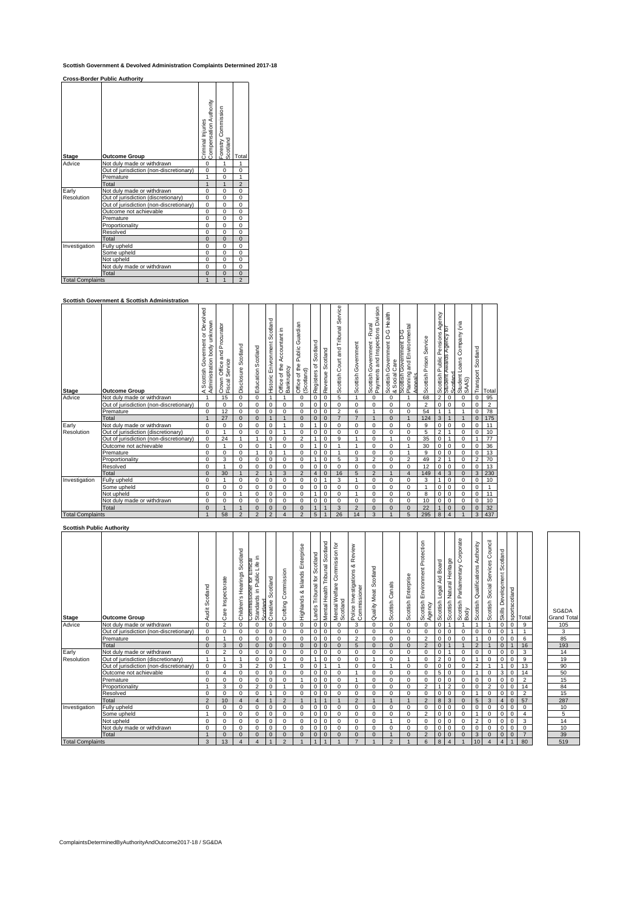# Scottish Government & Devolved Administration Complaints Determined 2017-18

## Cross-Border Public Authority

| Stage | Outcome Group | Criminal Injuries Compensation Authority | Forestry Commission Scotland | Total |
|---|---|---|---|---|
| Advice | Not duly made or withdrawn | 0 | 1 | 1 |
| | Out of jurisdiction (non-discretionary) | 0 | 0 | 0 |
| | Premature | 1 | 0 | 1 |
| | Total | 1 | 1 | 2 |
| Early Resolution | Not duly made or withdrawn | 0 | 0 | 0 |
| | Out of jurisdiction (discretionary) | 0 | 0 | 0 |
| | Out of jurisdiction (non-discretionary) | 0 | 0 | 0 |
| | Outcome not achievable | 0 | 0 | 0 |
| | Premature | 0 | 0 | 0 |
| | Proportionality | 0 | 0 | 0 |
| | Resolved | 0 | 0 | 0 |
| | Total | 0 | 0 | 0 |
| Investigation | Fully upheld | 0 | 0 | 0 |
| | Some upheld | 0 | 0 | 0 |
| | Not upheld | 0 | 0 | 0 |
| | Not duly made or withdrawn | 0 | 0 | 0 |
| | Total | 0 | 0 | 0 |
| Total Complaints | | 1 | 1 | 2 |

## Scottish Government & Scottish Administration

| Stage | Outcome Group | A Scottish Government or Devolved Administration body unknown | Crown Office and Procurator Fiscal Service | Disclosure Scotland | Education Scotland | Historic Environment Scotland | Office of the Accountant in Bankruptcy | Office of the Public Guardian (Scotland) | Registers of Scotland | Revenue Scotland | Scottish Court and Tribunal Service | Scottish Government | Scottish Government - Rural Payments and Inspections Division | Scottish Government D-G Health & Social Care | Scottish Government D-G Planning and Environmental Appeals | Scottish Prison Service | Scottish Public Pensions Agency | Student Awards Agency for Scotland | Student Loans Company (via SAAS) | Transport Scotland | Total |
|---|---|---|---|---|---|---|---|---|---|---|---|---|---|---|---|---|---|---|---|---|---|
| Advice | Not duly made or withdrawn | 1 | 15 | 0 | 0 | 1 | 1 | 0 | 0 | 0 | 5 | 1 | 0 | 0 | 1 | 68 | 2 | 0 | 0 | 0 | 95 |
| | Out of jurisdiction (non-discretionary) | 0 | 0 | 0 | 0 | 0 | 0 | 0 | 0 | 0 | 0 | 0 | 0 | 0 | 0 | 2 | 0 | 0 | 0 | 0 | 2 |
| | Premature | 0 | 12 | 0 | 0 | 0 | 0 | 0 | 0 | 0 | 2 | 6 | 1 | 0 | 0 | 54 | 1 | 1 | 1 | 0 | 78 |
| | Total | 1 | 27 | 0 | 0 | 1 | 1 | 0 | 0 | 0 | 7 | 7 | 1 | 0 | 1 | 124 | 3 | 1 | 1 | 0 | 175 |
| Early Resolution | Not duly made or withdrawn | 0 | 0 | 0 | 0 | 0 | 1 | 0 | 1 | 0 | 0 | 0 | 0 | 0 | 0 | 9 | 0 | 0 | 0 | 0 | 11 |
| | Out of jurisdiction (discretionary) | 0 | 1 | 0 | 0 | 0 | 1 | 0 | 0 | 0 | 0 | 0 | 0 | 0 | 0 | 5 | 2 | 1 | 0 | 0 | 10 |
| | Out of jurisdiction (non-discretionary) | 0 | 24 | 1 | 1 | 0 | 0 | 2 | 1 | 0 | 9 | 1 | 0 | 1 | 0 | 35 | 0 | 1 | 0 | 1 | 77 |
| | Outcome not achievable | 0 | 1 | 0 | 0 | 1 | 0 | 0 | 1 | 0 | 1 | 1 | 0 | 0 | 1 | 30 | 0 | 0 | 0 | 0 | 36 |
| | Premature | 0 | 0 | 0 | 1 | 0 | 1 | 0 | 0 | 0 | 1 | 0 | 0 | 0 | 1 | 9 | 0 | 0 | 0 | 0 | 13 |
| | Proportionality | 0 | 3 | 0 | 0 | 0 | 0 | 0 | 1 | 0 | 5 | 3 | 2 | 0 | 2 | 49 | 2 | 1 | 0 | 2 | 70 |
| | Resolved | 0 | 1 | 0 | 0 | 0 | 0 | 0 | 0 | 0 | 0 | 0 | 0 | 0 | 0 | 12 | 0 | 0 | 0 | 0 | 13 |
| | Total | 0 | 30 | 1 | 2 | 1 | 3 | 2 | 4 | 0 | 16 | 5 | 2 | 1 | 4 | 149 | 4 | 3 | 0 | 3 | 230 |
| Investigation | Fully upheld | 0 | 1 | 0 | 0 | 0 | 0 | 0 | 0 | 1 | 3 | 1 | 0 | 0 | 0 | 3 | 1 | 0 | 0 | 0 | 10 |
| | Some upheld | 0 | 0 | 0 | 0 | 0 | 0 | 0 | 0 | 0 | 0 | 0 | 0 | 0 | 0 | 1 | 0 | 0 | 0 | 0 | 1 |
| | Not upheld | 0 | 0 | 1 | 0 | 0 | 0 | 0 | 1 | 0 | 0 | 1 | 0 | 0 | 0 | 8 | 0 | 0 | 0 | 0 | 11 |
| | Not duly made or withdrawn | 0 | 0 | 0 | 0 | 0 | 0 | 0 | 0 | 0 | 0 | 0 | 0 | 0 | 0 | 10 | 0 | 0 | 0 | 0 | 10 |
| | Total | 0 | 1 | 1 | 0 | 0 | 0 | 0 | 1 | 1 | 3 | 2 | 0 | 0 | 0 | 22 | 1 | 0 | 0 | 0 | 32 |
| Total Complaints | | 1 | 58 | 2 | 2 | 2 | 4 | 2 | 5 | 1 | 26 | 14 | 3 | 1 | 5 | 295 | 8 | 4 | 1 | 3 | 437 |

## Scottish Public Authority

| Stage | Outcome Group | Audit Scotland | Care Inspectorate | Children's Hearings Scotland | Commissioner for Ethical Standards in Public Life in Scotland | Creative Scotland | Crofting Commission | Highlands & Islands Enterprise | Lands Tribunal for Scotland | Mental Health Tribunal Scotland | Mental Welfare Commission for Scotland | Police Investigations & Review Commissioner | Quality Meat Scotland | Scottish Canals | Scottish Enterprise | Scottish Environment Protection Agency | Scottish Legal Aid Board | Scottish Natural Heritage | Scottish Parliamentary Corporate Body | Scottish Qualifications Authority | Scottish Social Services Council | Skills Development Scotland | sportscotland | Total | SG&DA Grand Total |
|---|---|---|---|---|---|---|---|---|---|---|---|---|---|---|---|---|---|---|---|---|---|---|---|---|---|
| Advice | Not duly made or withdrawn | 0 | 2 | 0 | 0 | 0 | 0 | 0 | 0 | 0 | 0 | 3 | 0 | 0 | 0 | 0 | 0 | 1 | 1 | 1 | 1 | 0 | 0 | 9 | 105 |
| | Out of jurisdiction (non-discretionary) | 0 | 0 | 0 | 0 | 0 | 0 | 0 | 0 | 0 | 0 | 0 | 0 | 0 | 0 | 0 | 0 | 0 | 0 | 0 | 0 | 0 | 1 | 1 | 3 |
| | Premature | 0 | 1 | 0 | 0 | 0 | 0 | 0 | 0 | 0 | 0 | 2 | 0 | 0 | 0 | 2 | 0 | 0 | 0 | 1 | 0 | 0 | 0 | 6 | 85 |
| | Total | 0 | 3 | 0 | 0 | 0 | 0 | 0 | 0 | 0 | 0 | 5 | 0 | 0 | 0 | 2 | 0 | 1 | 1 | 2 | 1 | 0 | 1 | 16 | 193 |
| Early Resolution | Not duly made or withdrawn | 0 | 2 | 0 | 0 | 0 | 0 | 0 | 0 | 0 | 0 | 0 | 0 | 0 | 0 | 0 | 0 | 1 | 0 | 0 | 0 | 0 | 0 | 3 | 14 |
| | Out of jurisdiction (discretionary) | 1 | 1 | 1 | 0 | 0 | 0 | 0 | 1 | 0 | 0 | 0 | 1 | 0 | 1 | 0 | 2 | 0 | 0 | 1 | 0 | 0 | 0 | 9 | 19 |
| | Out of jurisdiction (non-discretionary) | 0 | 0 | 3 | 2 | 0 | 1 | 0 | 0 | 1 | 1 | 0 | 0 | 1 | 0 | 0 | 0 | 0 | 0 | 2 | 1 | 1 | 0 | 13 | 90 |
| | Outcome not achievable | 0 | 4 | 0 | 0 | 0 | 0 | 0 | 0 | 0 | 0 | 1 | 0 | 0 | 0 | 0 | 5 | 0 | 0 | 1 | 0 | 3 | 0 | 14 | 50 |
| | Premature | 0 | 0 | 0 | 0 | 0 | 0 | 1 | 0 | 0 | 0 | 1 | 0 | 0 | 0 | 0 | 0 | 0 | 0 | 0 | 0 | 0 | 0 | 2 | 15 |
| | Proportionality | 1 | 3 | 0 | 2 | 0 | 1 | 0 | 0 | 0 | 0 | 0 | 0 | 0 | 0 | 2 | 1 | 2 | 0 | 0 | 2 | 0 | 0 | 14 | 84 |
| | Resolved | 0 | 0 | 0 | 0 | 1 | 0 | 0 | 0 | 0 | 0 | 0 | 0 | 0 | 0 | 0 | 0 | 0 | 0 | 1 | 0 | 0 | 0 | 2 | 15 |
| | Total | 2 | 10 | 4 | 4 | 1 | 2 | 1 | 1 | 1 | 1 | 2 | 1 | 1 | 1 | 2 | 8 | 3 | 0 | 5 | 3 | 4 | 0 | 57 | 287 |
| Investigation | Fully upheld | 0 | 0 | 0 | 0 | 0 | 0 | 0 | 0 | 0 | 0 | 0 | 0 | 0 | 0 | 0 | 0 | 0 | 0 | 0 | 0 | 0 | 0 | 0 | 10 |
| | Some upheld | 1 | 0 | 0 | 0 | 0 | 0 | 0 | 0 | 0 | 0 | 0 | 0 | 0 | 0 | 2 | 0 | 0 | 0 | 1 | 0 | 0 | 0 | 4 | 5 |
| | Not upheld | 0 | 0 | 0 | 0 | 0 | 0 | 0 | 0 | 0 | 0 | 0 | 0 | 1 | 0 | 0 | 0 | 0 | 0 | 2 | 0 | 0 | 0 | 3 | 14 |
| | Not duly made or withdrawn | 0 | 0 | 0 | 0 | 0 | 0 | 0 | 0 | 0 | 0 | 0 | 0 | 0 | 0 | 0 | 0 | 0 | 0 | 0 | 0 | 0 | 0 | 0 | 10 |
| | Total | 1 | 0 | 0 | 0 | 0 | 0 | 0 | 0 | 0 | 0 | 0 | 0 | 1 | 0 | 2 | 0 | 0 | 0 | 3 | 0 | 0 | 0 | 7 | 39 |
| Total Complaints | | 3 | 13 | 4 | 4 | 1 | 2 | 1 | 1 | 1 | 1 | 7 | 1 | 2 | 1 | 6 | 8 | 4 | 1 | 10 | 4 | 4 | 1 | 80 | 519 |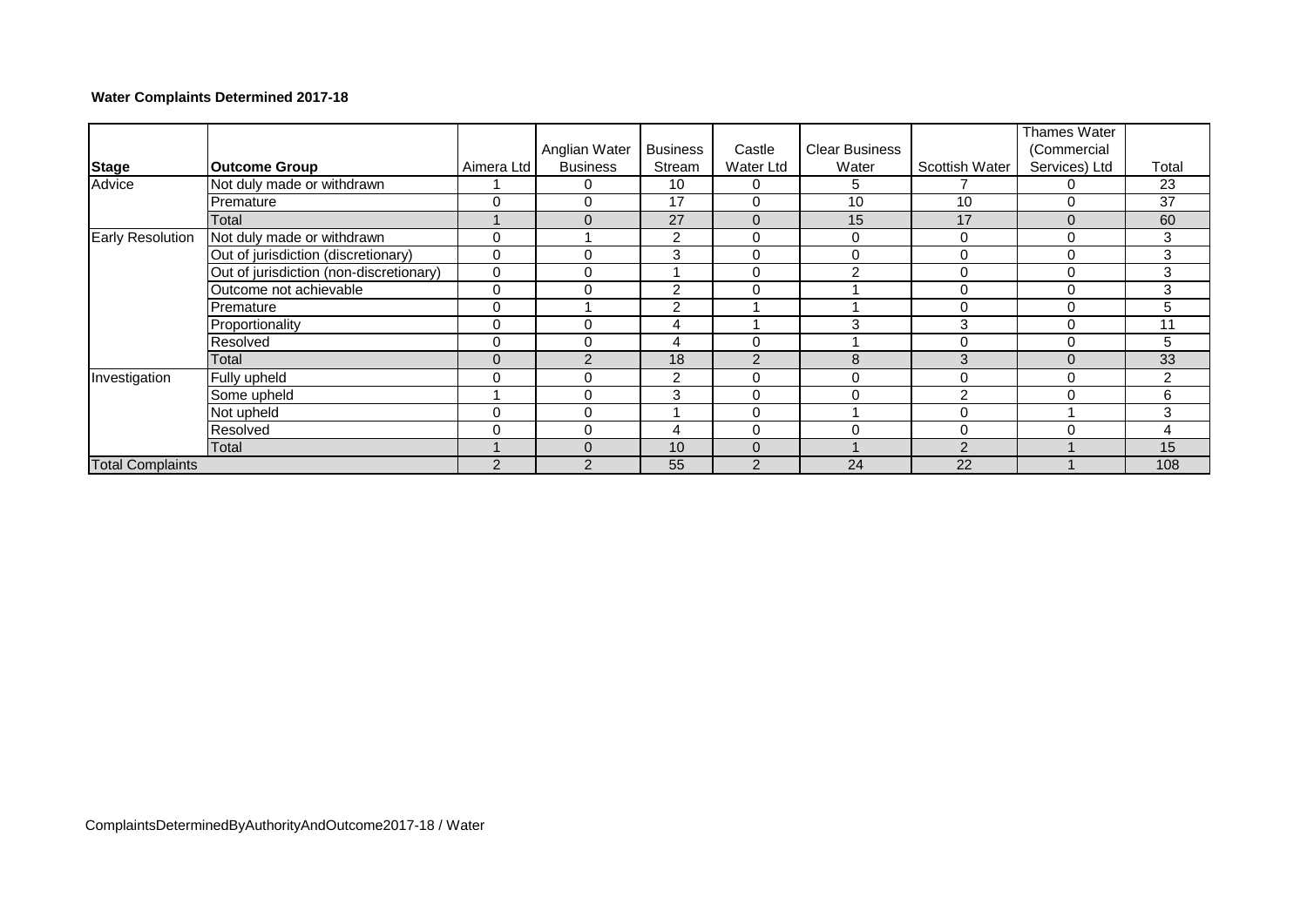**Water Complaints Determined 2017-18**

| Stage | Outcome Group | Aimera Ltd | Anglian Water Business | Business Stream | Castle Water Ltd | Clear Business Water | Scottish Water | Thames Water (Commercial Services) Ltd | Total |
|---|---|---|---|---|---|---|---|---|---|
| Advice | Not duly made or withdrawn | 1 | 0 | 10 | 0 | 5 | 7 | 0 | 23 |
| | Premature | 0 | 0 | 17 | 0 | 10 | 10 | 0 | 37 |
| | Total | 1 | 0 | 27 | 0 | 15 | 17 | 0 | 60 |
| Early Resolution | Not duly made or withdrawn | 0 | 1 | 2 | 0 | 0 | 0 | 0 | 3 |
| | Out of jurisdiction (discretionary) | 0 | 0 | 3 | 0 | 0 | 0 | 0 | 3 |
| | Out of jurisdiction (non-discretionary) | 0 | 0 | 1 | 0 | 2 | 0 | 0 | 3 |
| | Outcome not achievable | 0 | 0 | 2 | 0 | 1 | 0 | 0 | 3 |
| | Premature | 0 | 1 | 2 | 1 | 1 | 0 | 0 | 5 |
| | Proportionality | 0 | 0 | 4 | 1 | 3 | 3 | 0 | 11 |
| | Resolved | 0 | 0 | 4 | 0 | 1 | 0 | 0 | 5 |
| | Total | 0 | 2 | 18 | 2 | 8 | 3 | 0 | 33 |
| Investigation | Fully upheld | 0 | 0 | 2 | 0 | 0 | 0 | 0 | 2 |
| | Some upheld | 1 | 0 | 3 | 0 | 0 | 2 | 0 | 6 |
| | Not upheld | 0 | 0 | 1 | 0 | 1 | 0 | 1 | 3 |
| | Resolved | 0 | 0 | 4 | 0 | 0 | 0 | 0 | 4 |
| | Total | 1 | 0 | 10 | 0 | 1 | 2 | 1 | 15 |
| Total Complaints | | 2 | 2 | 55 | 2 | 24 | 22 | 1 | 108 |

ComplaintsDeterminedByAuthorityAndOutcome2017-18 / Water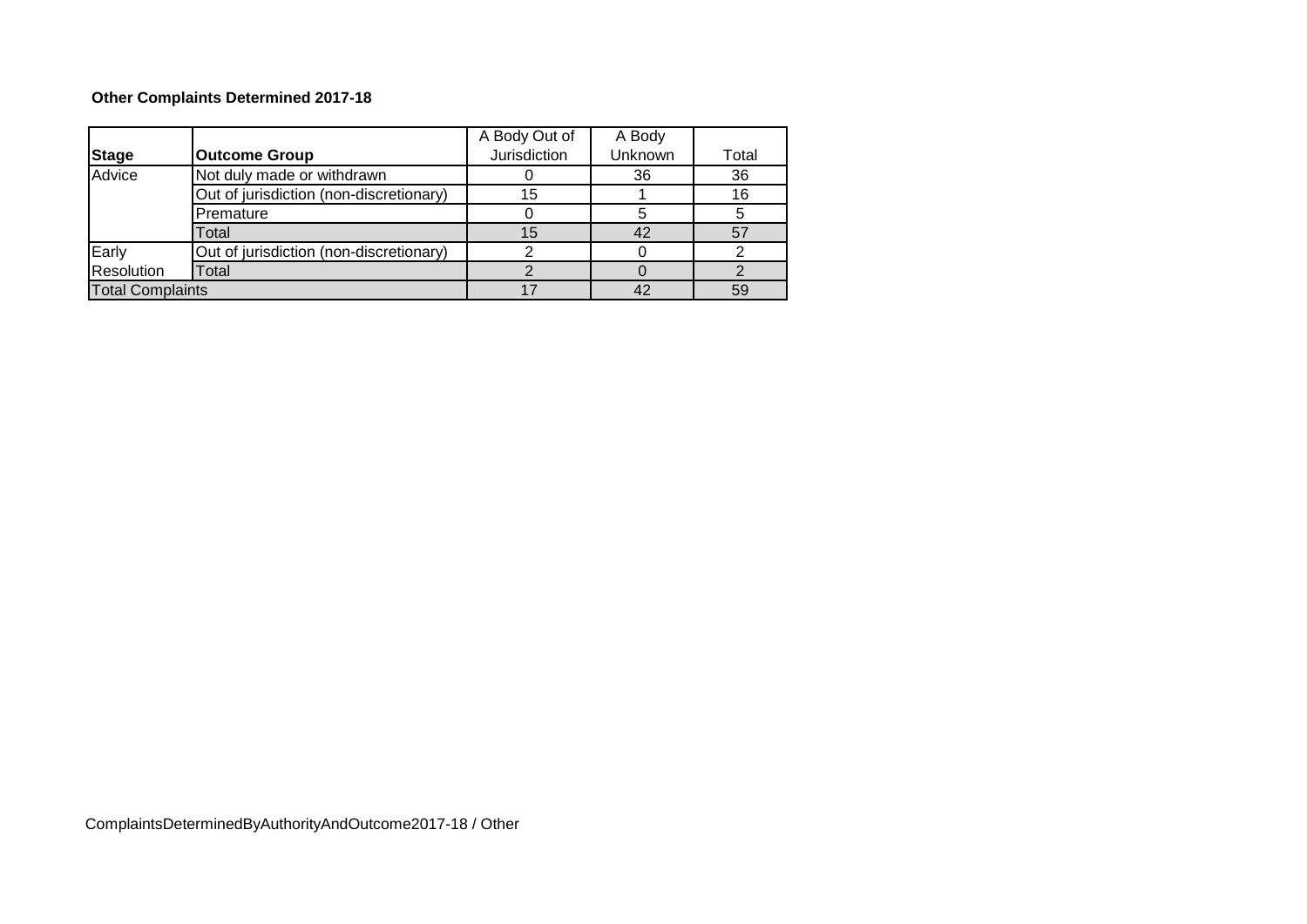**Other Complaints Determined 2017-18**

| Stage | Outcome Group | A Body Out of Jurisdiction | A Body Unknown | Total |
|---|---|---|---|---|
| Advice | Not duly made or withdrawn | 0 | 36 | 36 |
| | Out of jurisdiction (non-discretionary) | 15 | 1 | 16 |
| | Premature | 0 | 5 | 5 |
| | Total | 15 | 42 | 57 |
| Early Resolution | Out of jurisdiction (non-discretionary) | 2 | 0 | 2 |
| | Total | 2 | 0 | 2 |
| Total Complaints | | 17 | 42 | 59 |

ComplaintsDeterminedByAuthorityAndOutcome2017-18 / Other